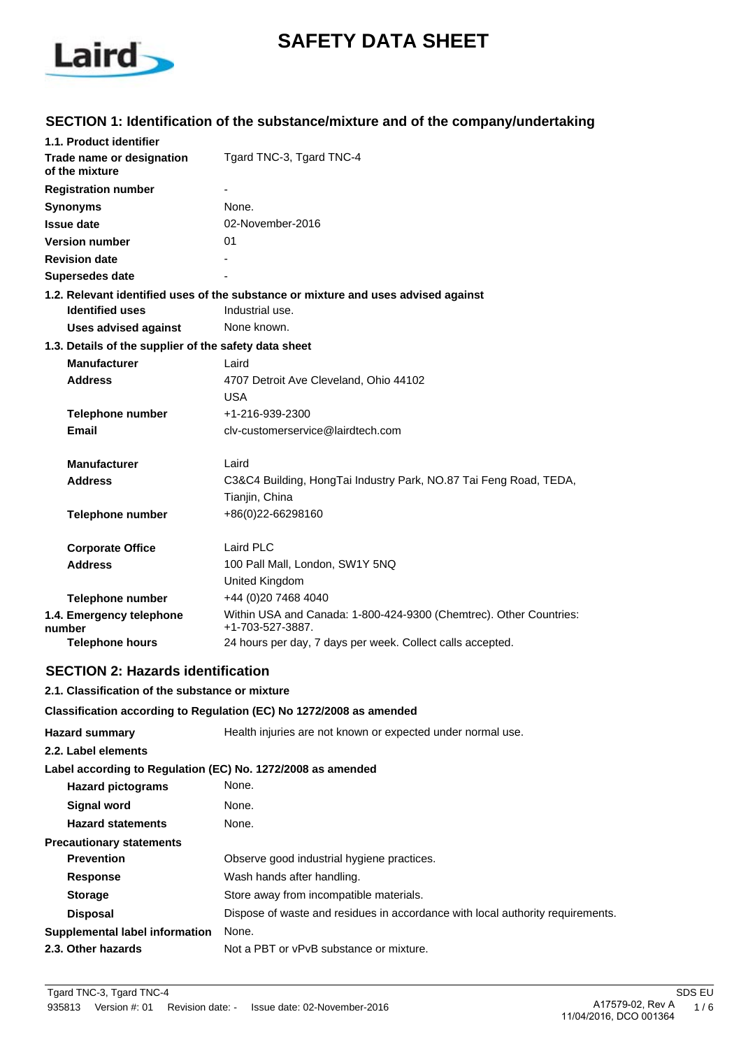# SAFETY DATA SHEET

## SECTION 1: Identification of the substance/mixture and of the company/undertaking

**1.1. Product identifier**

| | |
|---|---|
| **Trade name or designation of the mixture** | Tgard TNC-3, Tgard TNC-4 |
| **Registration number** | - |
| **Synonyms** | None. |
| **Issue date** | 02-November-2016 |
| **Version number** | 01 |
| **Revision date** | - |
| **Supersedes date** | - |

**1.2. Relevant identified uses of the substance or mixture and uses advised against**

| | |
|---|---|
| **Identified uses** | Industrial use. |
| **Uses advised against** | None known. |

**1.3. Details of the supplier of the safety data sheet**

| | |
|---|---|
| **Manufacturer** | Laird |
| **Address** | 4707 Detroit Ave Cleveland, Ohio 44102<br>USA |
| **Telephone number** | +1-216-939-2300 |
| **Email** | clv-customerservice@lairdtech.com |
| **Manufacturer** | Laird |
| **Address** | C3&C4 Building, HongTai Industry Park, NO.87 Tai Feng Road, TEDA,<br>Tianjin, China |
| **Telephone number** | +86(0)22-66298160 |
| **Corporate Office** | Laird PLC |
| **Address** | 100 Pall Mall, London, SW1Y 5NQ<br>United Kingdom |
| **Telephone number** | +44 (0)20 7468 4040 |

| | |
|---|---|
| **1.4. Emergency telephone number** | Within USA and Canada: 1-800-424-9300 (Chemtrec). Other Countries: +1-703-527-3887. |
| **Telephone hours** | 24 hours per day, 7 days per week. Collect calls accepted. |

## SECTION 2: Hazards identification

**2.1. Classification of the substance or mixture**

**Classification according to Regulation (EC) No 1272/2008 as amended**

| | |
|---|---|
| **Hazard summary** | Health injuries are not known or expected under normal use. |

**2.2. Label elements**

**Label according to Regulation (EC) No. 1272/2008 as amended**

| | |
|---|---|
| **Hazard pictograms** | None. |
| **Signal word** | None. |
| **Hazard statements** | None. |

**Precautionary statements**

| | |
|---|---|
| **Prevention** | Observe good industrial hygiene practices. |
| **Response** | Wash hands after handling. |
| **Storage** | Store away from incompatible materials. |
| **Disposal** | Dispose of waste and residues in accordance with local authority requirements. |
| **Supplemental label information** | None. |
| **2.3. Other hazards** | Not a PBT or vPvB substance or mixture. |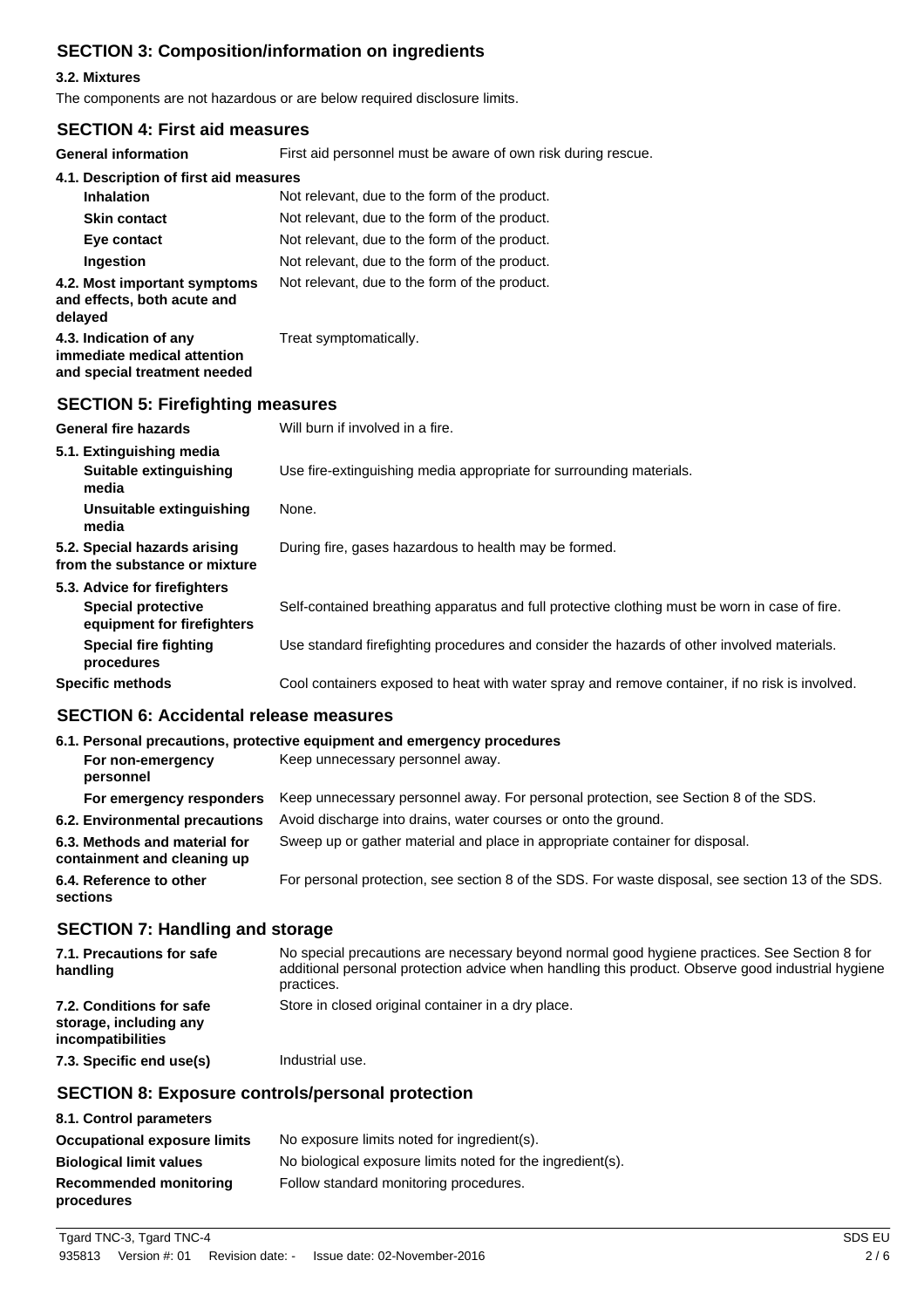## SECTION 3: Composition/information on ingredients

**3.2. Mixtures**

The components are not hazardous or are below required disclosure limits.

## SECTION 4: First aid measures

| | |
|---|---|
| **General information** | First aid personnel must be aware of own risk during rescue. |
| **4.1. Description of first aid measures** | |
| **Inhalation** | Not relevant, due to the form of the product. |
| **Skin contact** | Not relevant, due to the form of the product. |
| **Eye contact** | Not relevant, due to the form of the product. |
| **Ingestion** | Not relevant, due to the form of the product. |
| **4.2. Most important symptoms and effects, both acute and delayed** | Not relevant, due to the form of the product. |
| **4.3. Indication of any immediate medical attention and special treatment needed** | Treat symptomatically. |

## SECTION 5: Firefighting measures

| | |
|---|---|
| **General fire hazards** | Will burn if involved in a fire. |
| **5.1. Extinguishing media** | |
| **Suitable extinguishing media** | Use fire-extinguishing media appropriate for surrounding materials. |
| **Unsuitable extinguishing media** | None. |
| **5.2. Special hazards arising from the substance or mixture** | During fire, gases hazardous to health may be formed. |
| **5.3. Advice for firefighters** | |
| **Special protective equipment for firefighters** | Self-contained breathing apparatus and full protective clothing must be worn in case of fire. |
| **Special fire fighting procedures** | Use standard firefighting procedures and consider the hazards of other involved materials. |
| **Specific methods** | Cool containers exposed to heat with water spray and remove container, if no risk is involved. |

## SECTION 6: Accidental release measures

| | |
|---|---|
| **6.1. Personal precautions, protective equipment and emergency procedures** | |
| **For non-emergency personnel** | Keep unnecessary personnel away. |
| **For emergency responders** | Keep unnecessary personnel away. For personal protection, see Section 8 of the SDS. |
| **6.2. Environmental precautions** | Avoid discharge into drains, water courses or onto the ground. |
| **6.3. Methods and material for containment and cleaning up** | Sweep up or gather material and place in appropriate container for disposal. |
| **6.4. Reference to other sections** | For personal protection, see section 8 of the SDS. For waste disposal, see section 13 of the SDS. |

## SECTION 7: Handling and storage

| | |
|---|---|
| **7.1. Precautions for safe handling** | No special precautions are necessary beyond normal good hygiene practices. See Section 8 for additional personal protection advice when handling this product. Observe good industrial hygiene practices. |
| **7.2. Conditions for safe storage, including any incompatibilities** | Store in closed original container in a dry place. |
| **7.3. Specific end use(s)** | Industrial use. |

## SECTION 8: Exposure controls/personal protection

| | |
|---|---|
| **8.1. Control parameters** | |
| **Occupational exposure limits** | No exposure limits noted for ingredient(s). |
| **Biological limit values** | No biological exposure limits noted for the ingredient(s). |
| **Recommended monitoring procedures** | Follow standard monitoring procedures. |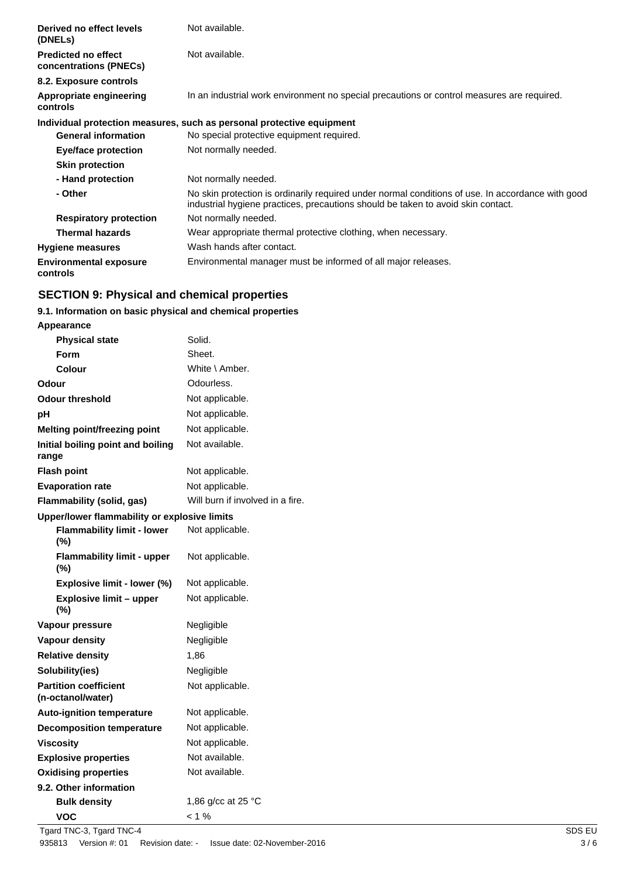| | |
|---|---|
| **Derived no effect levels (DNELs)** | Not available. |
| **Predicted no effect concentrations (PNECs)** | Not available. |

**8.2. Exposure controls**

| | |
|---|---|
| **Appropriate engineering controls** | In an industrial work environment no special precautions or control measures are required. |

**Individual protection measures, such as personal protective equipment**

| | |
|---|---|
| **General information** | No special protective equipment required. |
| **Eye/face protection** | Not normally needed. |
| **Skin protection** | |
| **- Hand protection** | Not normally needed. |
| **- Other** | No skin protection is ordinarily required under normal conditions of use. In accordance with good industrial hygiene practices, precautions should be taken to avoid skin contact. |
| **Respiratory protection** | Not normally needed. |
| **Thermal hazards** | Wear appropriate thermal protective clothing, when necessary. |
| **Hygiene measures** | Wash hands after contact. |
| **Environmental exposure controls** | Environmental manager must be informed of all major releases. |

## SECTION 9: Physical and chemical properties

**9.1. Information on basic physical and chemical properties**

**Appearance**

| | |
|---|---|
| **Physical state** | Solid. |
| **Form** | Sheet. |
| **Colour** | White \ Amber. |
| **Odour** | Odourless. |
| **Odour threshold** | Not applicable. |
| **pH** | Not applicable. |
| **Melting point/freezing point** | Not applicable. |
| **Initial boiling point and boiling range** | Not available. |
| **Flash point** | Not applicable. |
| **Evaporation rate** | Not applicable. |
| **Flammability (solid, gas)** | Will burn if involved in a fire. |

**Upper/lower flammability or explosive limits**

| | |
|---|---|
| **Flammability limit - lower (%)** | Not applicable. |
| **Flammability limit - upper (%)** | Not applicable. |
| **Explosive limit - lower (%)** | Not applicable. |
| **Explosive limit – upper (%)** | Not applicable. |
| **Vapour pressure** | Negligible |
| **Vapour density** | Negligible |
| **Relative density** | 1,86 |
| **Solubility(ies)** | Negligible |
| **Partition coefficient (n-octanol/water)** | Not applicable. |
| **Auto-ignition temperature** | Not applicable. |
| **Decomposition temperature** | Not applicable. |
| **Viscosity** | Not applicable. |
| **Explosive properties** | Not available. |
| **Oxidising properties** | Not available. |

**9.2. Other information**

| | |
|---|---|
| **Bulk density** | 1,86 g/cc at 25 °C |
| **VOC** | < 1 % |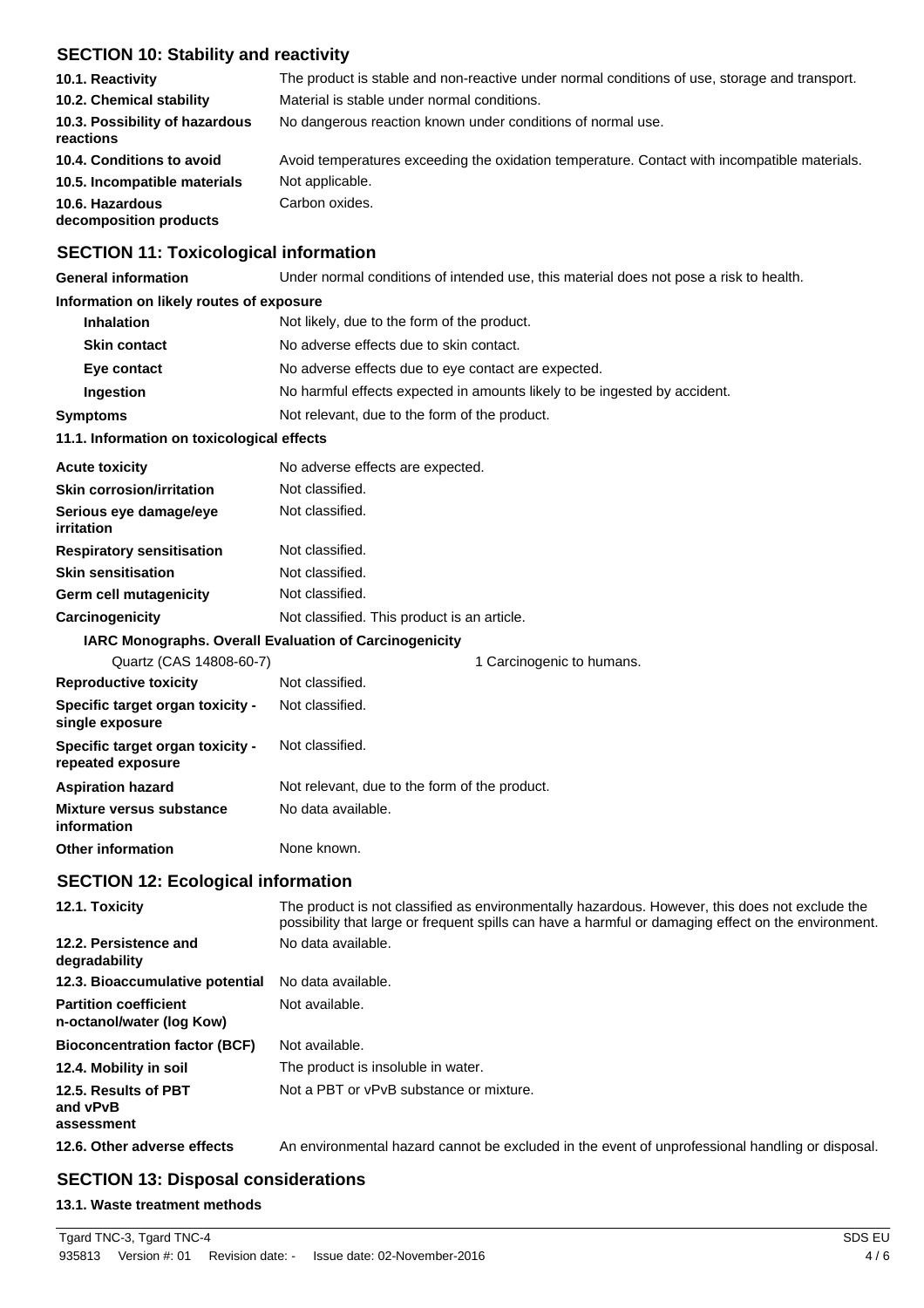## SECTION 10: Stability and reactivity

| | |
|---|---|
| **10.1. Reactivity** | The product is stable and non-reactive under normal conditions of use, storage and transport. |
| **10.2. Chemical stability** | Material is stable under normal conditions. |
| **10.3. Possibility of hazardous reactions** | No dangerous reaction known under conditions of normal use. |
| **10.4. Conditions to avoid** | Avoid temperatures exceeding the oxidation temperature. Contact with incompatible materials. |
| **10.5. Incompatible materials** | Not applicable. |
| **10.6. Hazardous decomposition products** | Carbon oxides. |

## SECTION 11: Toxicological information

| | |
|---|---|
| **General information** | Under normal conditions of intended use, this material does not pose a risk to health. |

**Information on likely routes of exposure**

| | |
|---|---|
| **Inhalation** | Not likely, due to the form of the product. |
| **Skin contact** | No adverse effects due to skin contact. |
| **Eye contact** | No adverse effects due to eye contact are expected. |
| **Ingestion** | No harmful effects expected in amounts likely to be ingested by accident. |
| **Symptoms** | Not relevant, due to the form of the product. |

**11.1. Information on toxicological effects**

| | |
|---|---|
| **Acute toxicity** | No adverse effects are expected. |
| **Skin corrosion/irritation** | Not classified. |
| **Serious eye damage/eye irritation** | Not classified. |
| **Respiratory sensitisation** | Not classified. |
| **Skin sensitisation** | Not classified. |
| **Germ cell mutagenicity** | Not classified. |
| **Carcinogenicity** | Not classified. This product is an article. |

**IARC Monographs. Overall Evaluation of Carcinogenicity**

| | |
|---|---|
| Quartz (CAS 14808-60-7) | 1 Carcinogenic to humans. |
| **Reproductive toxicity** | Not classified. |
| **Specific target organ toxicity - single exposure** | Not classified. |
| **Specific target organ toxicity - repeated exposure** | Not classified. |
| **Aspiration hazard** | Not relevant, due to the form of the product. |
| **Mixture versus substance information** | No data available. |
| **Other information** | None known. |

## SECTION 12: Ecological information

| | |
|---|---|
| **12.1. Toxicity** | The product is not classified as environmentally hazardous. However, this does not exclude the possibility that large or frequent spills can have a harmful or damaging effect on the environment. |
| **12.2. Persistence and degradability** | No data available. |
| **12.3. Bioaccumulative potential** | No data available. |
| **Partition coefficient n-octanol/water (log Kow)** | Not available. |
| **Bioconcentration factor (BCF)** | Not available. |
| **12.4. Mobility in soil** | The product is insoluble in water. |
| **12.5. Results of PBT and vPvB assessment** | Not a PBT or vPvB substance or mixture. |
| **12.6. Other adverse effects** | An environmental hazard cannot be excluded in the event of unprofessional handling or disposal. |

## SECTION 13: Disposal considerations

**13.1. Waste treatment methods**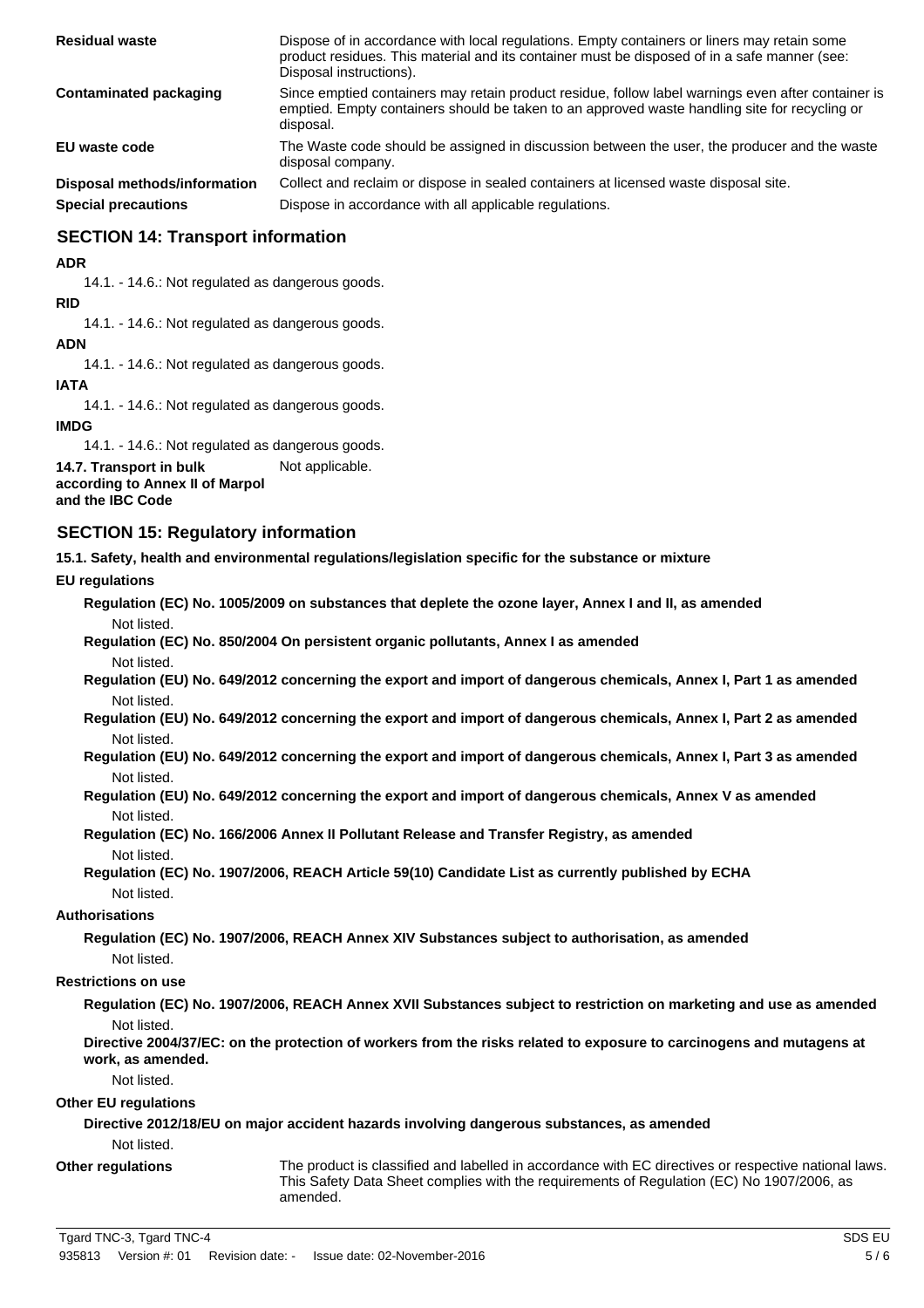| | |
|---|---|
| **Residual waste** | Dispose of in accordance with local regulations. Empty containers or liners may retain some product residues. This material and its container must be disposed of in a safe manner (see: Disposal instructions). |
| **Contaminated packaging** | Since emptied containers may retain product residue, follow label warnings even after container is emptied. Empty containers should be taken to an approved waste handling site for recycling or disposal. |
| **EU waste code** | The Waste code should be assigned in discussion between the user, the producer and the waste disposal company. |
| **Disposal methods/information** | Collect and reclaim or dispose in sealed containers at licensed waste disposal site. |
| **Special precautions** | Dispose in accordance with all applicable regulations. |

## SECTION 14: Transport information

**ADR**

14.1. - 14.6.: Not regulated as dangerous goods.

**RID**

14.1. - 14.6.: Not regulated as dangerous goods.

**ADN**

14.1. - 14.6.: Not regulated as dangerous goods.

**IATA**

14.1. - 14.6.: Not regulated as dangerous goods.

**IMDG**

14.1. - 14.6.: Not regulated as dangerous goods.

**14.7. Transport in bulk according to Annex II of Marpol and the IBC Code** Not applicable.

## SECTION 15: Regulatory information

**15.1. Safety, health and environmental regulations/legislation specific for the substance or mixture**

**EU regulations**

**Regulation (EC) No. 1005/2009 on substances that deplete the ozone layer, Annex I and II, as amended**

Not listed.

**Regulation (EC) No. 850/2004 On persistent organic pollutants, Annex I as amended**

Not listed.

**Regulation (EU) No. 649/2012 concerning the export and import of dangerous chemicals, Annex I, Part 1 as amended**

Not listed.

**Regulation (EU) No. 649/2012 concerning the export and import of dangerous chemicals, Annex I, Part 2 as amended**

Not listed.

**Regulation (EU) No. 649/2012 concerning the export and import of dangerous chemicals, Annex I, Part 3 as amended**

Not listed.

**Regulation (EU) No. 649/2012 concerning the export and import of dangerous chemicals, Annex V as amended**

Not listed.

**Regulation (EC) No. 166/2006 Annex II Pollutant Release and Transfer Registry, as amended**

Not listed.

**Regulation (EC) No. 1907/2006, REACH Article 59(10) Candidate List as currently published by ECHA**

Not listed.

**Authorisations**

**Regulation (EC) No. 1907/2006, REACH Annex XIV Substances subject to authorisation, as amended**

Not listed.

**Restrictions on use**

**Regulation (EC) No. 1907/2006, REACH Annex XVII Substances subject to restriction on marketing and use as amended**

Not listed.

**Directive 2004/37/EC: on the protection of workers from the risks related to exposure to carcinogens and mutagens at work, as amended.**

Not listed.

**Other EU regulations**

**Directive 2012/18/EU on major accident hazards involving dangerous substances, as amended**

Not listed.

**Other regulations** The product is classified and labelled in accordance with EC directives or respective national laws. This Safety Data Sheet complies with the requirements of Regulation (EC) No 1907/2006, as amended.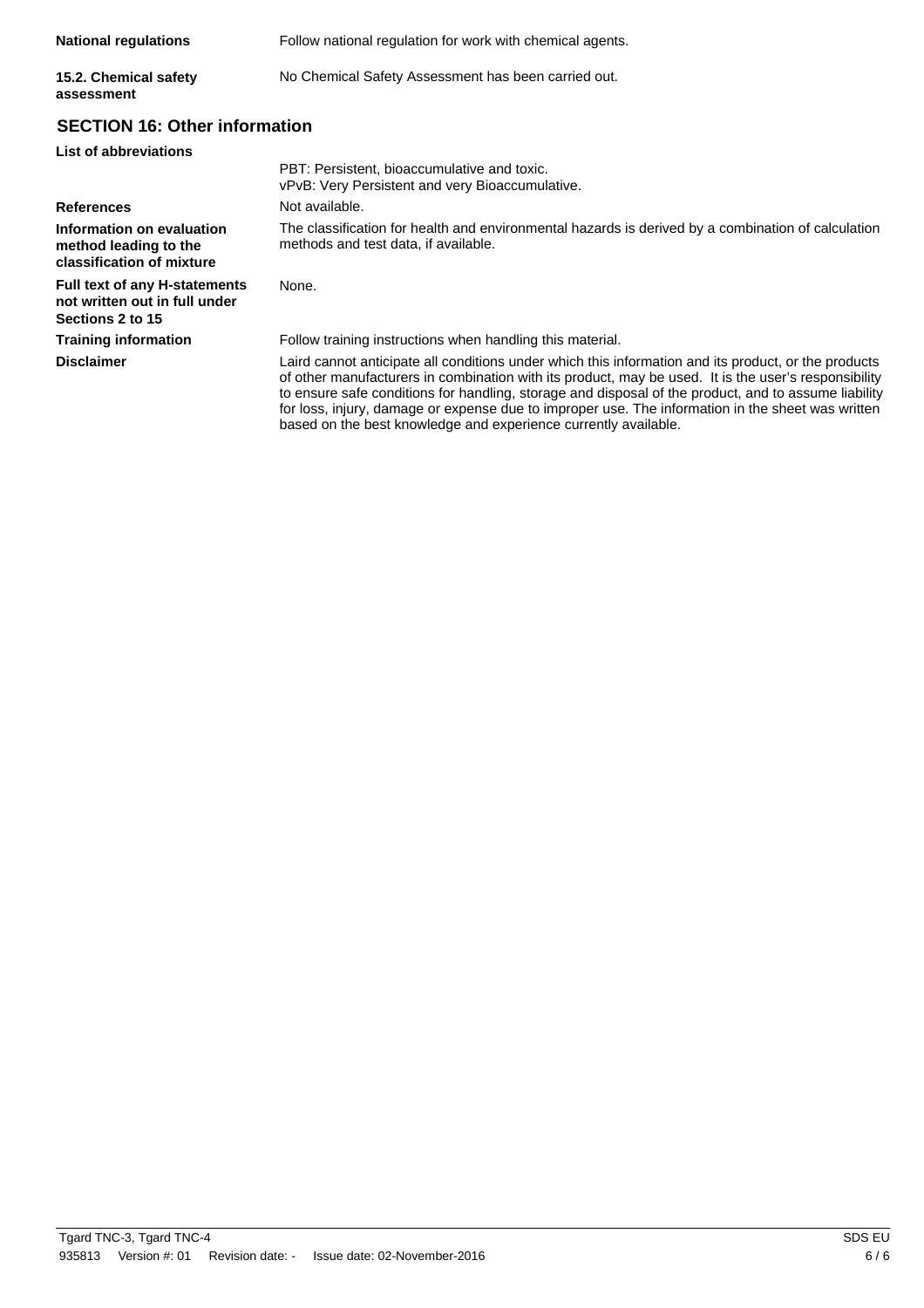**National regulations** Follow national regulation for work with chemical agents.

**15.2. Chemical safety assessment** No Chemical Safety Assessment has been carried out.

## SECTION 16: Other information

**List of abbreviations**

PBT: Persistent, bioaccumulative and toxic.
vPvB: Very Persistent and very Bioaccumulative.

**References** Not available.

**Information on evaluation method leading to the classification of mixture** The classification for health and environmental hazards is derived by a combination of calculation methods and test data, if available.

**Full text of any H-statements not written out in full under Sections 2 to 15** None.

**Training information** Follow training instructions when handling this material.

**Disclaimer** Laird cannot anticipate all conditions under which this information and its product, or the products of other manufacturers in combination with its product, may be used. It is the user's responsibility to ensure safe conditions for handling, storage and disposal of the product, and to assume liability for loss, injury, damage or expense due to improper use. The information in the sheet was written based on the best knowledge and experience currently available.